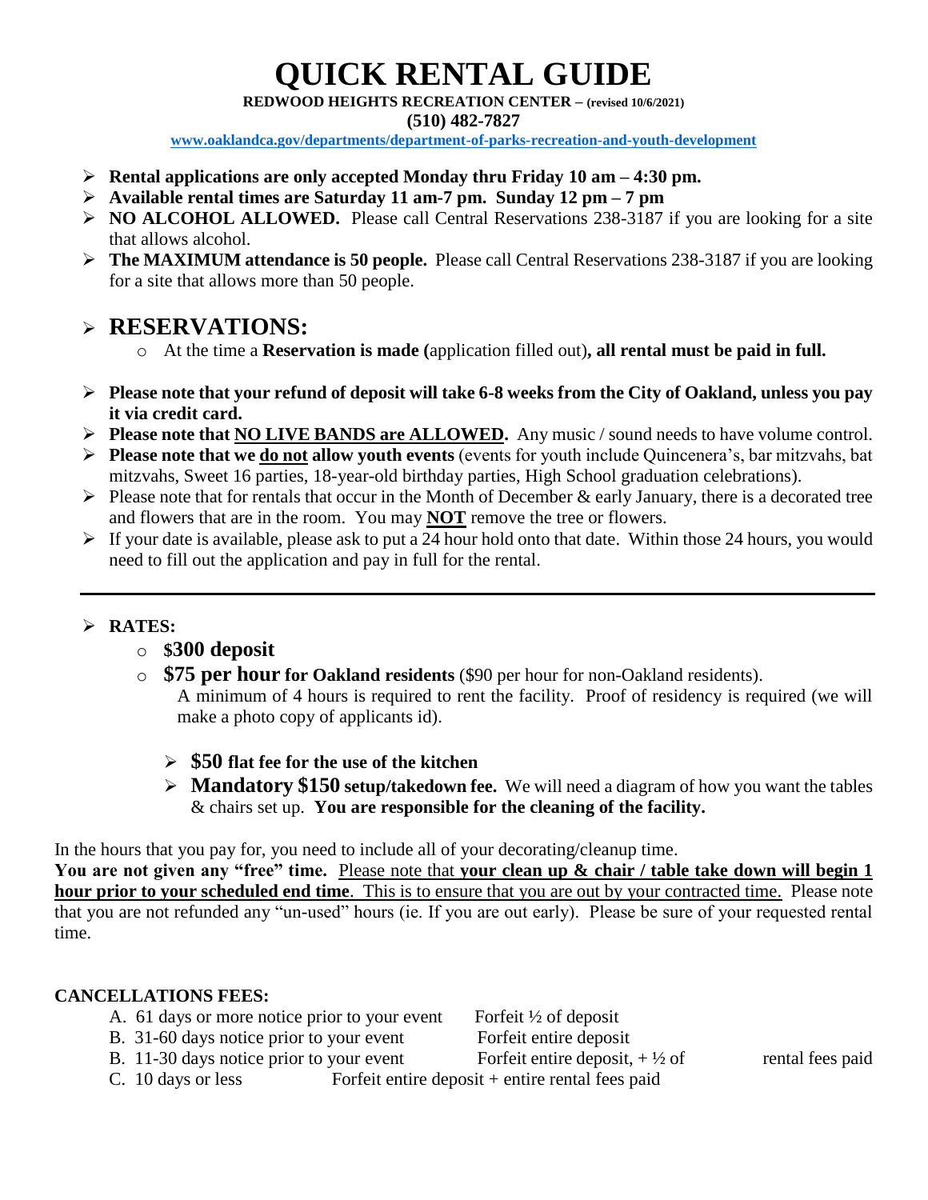# QUICK RENTAL GUIDE

**REDWOOD HEIGHTS RECREATION CENTER – (revised 10/6/2021)**

**(510) 482-7827**

**www.oaklandca.gov/departments/department-of-parks-recreation-and-youth-development**

- **Rental applications are only accepted Monday thru Friday 10 am – 4:30 pm.**
- **Available rental times are Saturday 11 am-7 pm. Sunday 12 pm – 7 pm**
- **NO ALCOHOL ALLOWED.** Please call Central Reservations 238-3187 if you are looking for a site that allows alcohol.
- **The MAXIMUM attendance is 50 people.** Please call Central Reservations 238-3187 if you are looking for a site that allows more than 50 people.

## RESERVATIONS:

- At the time a **Reservation is made (**application filled out)**, all rental must be paid in full.**

- **Please note that your refund of deposit will take 6-8 weeks from the City of Oakland, unless you pay it via credit card.**
- **Please note that NO LIVE BANDS are ALLOWED.** Any music / sound needs to have volume control.
- **Please note that we do not allow youth events** (events for youth include Quincenera's, bar mitzvahs, bat mitzvahs, Sweet 16 parties, 18-year-old birthday parties, High School graduation celebrations).
- Please note that for rentals that occur in the Month of December & early January, there is a decorated tree and flowers that are in the room. You may **NOT** remove the tree or flowers.
- If your date is available, please ask to put a 24 hour hold onto that date. Within those 24 hours, you would need to fill out the application and pay in full for the rental.

---

- **RATES:**
  - **$300 deposit**
  - **$75 per hour for Oakland residents** ($90 per hour for non-Oakland residents).
    A minimum of 4 hours is required to rent the facility. Proof of residency is required (we will make a photo copy of applicants id).

    - **$50 flat fee for the use of the kitchen**
    - **Mandatory $150 setup/takedown fee.** We will need a diagram of how you want the tables & chairs set up. **You are responsible for the cleaning of the facility.**

In the hours that you pay for, you need to include all of your decorating/cleanup time.
**You are not given any "free" time.** Please note that **your clean up & chair / table take down will begin 1 hour prior to your scheduled end time**. This is to ensure that you are out by your contracted time. Please note that you are not refunded any "un-used" hours (ie. If you are out early). Please be sure of your requested rental time.

**CANCELLATIONS FEES:**

A. 61 days or more notice prior to your event — Forfeit ½ of deposit
B. 31-60 days notice prior to your event — Forfeit entire deposit
B. 11-30 days notice prior to your event — Forfeit entire deposit, + ½ of rental fees paid
C. 10 days or less — Forfeit entire deposit + entire rental fees paid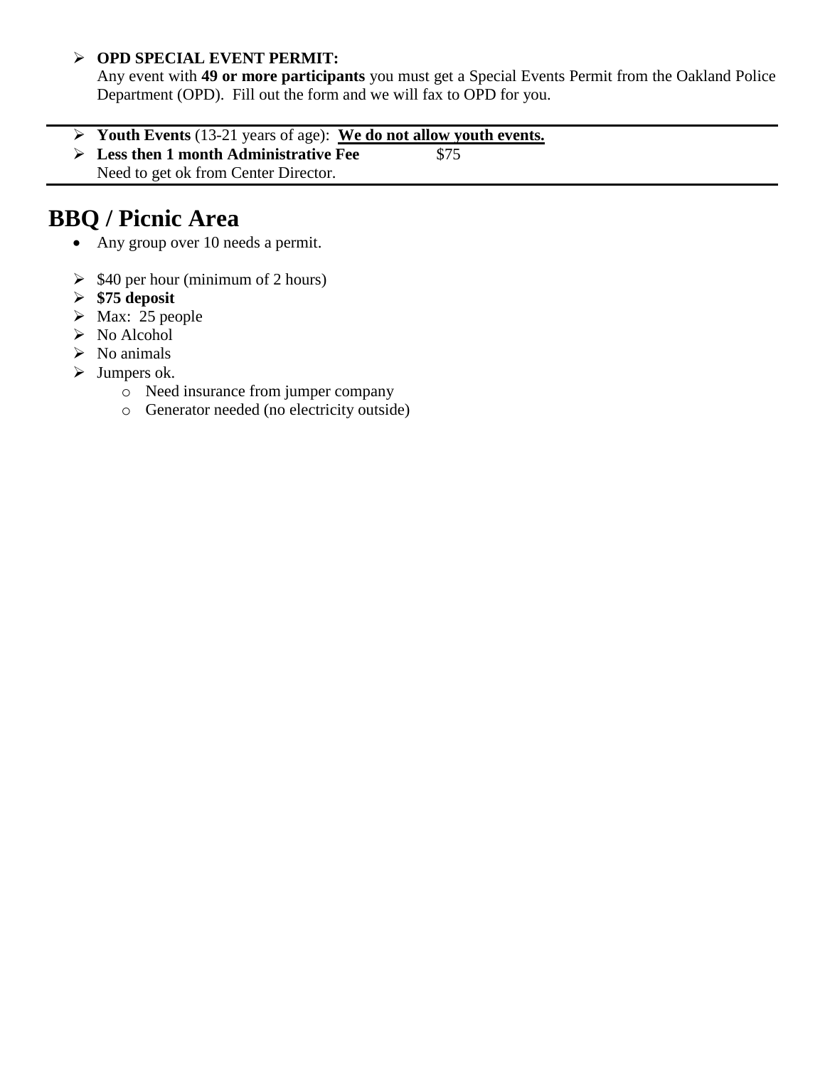- **OPD SPECIAL EVENT PERMIT:**
  Any event with **49 or more participants** you must get a Special Events Permit from the Oakland Police Department (OPD). Fill out the form and we will fax to OPD for you.

---

- **Youth Events** (13-21 years of age): **We do not allow youth events.**
- **Less then 1 month Administrative Fee** $75
  Need to get ok from Center Director.

---

# BBQ / Picnic Area

- Any group over 10 needs a permit.

- $40 per hour (minimum of 2 hours)
- **$75 deposit**
- Max: 25 people
- No Alcohol
- No animals
- Jumpers ok.
  - Need insurance from jumper company
  - Generator needed (no electricity outside)